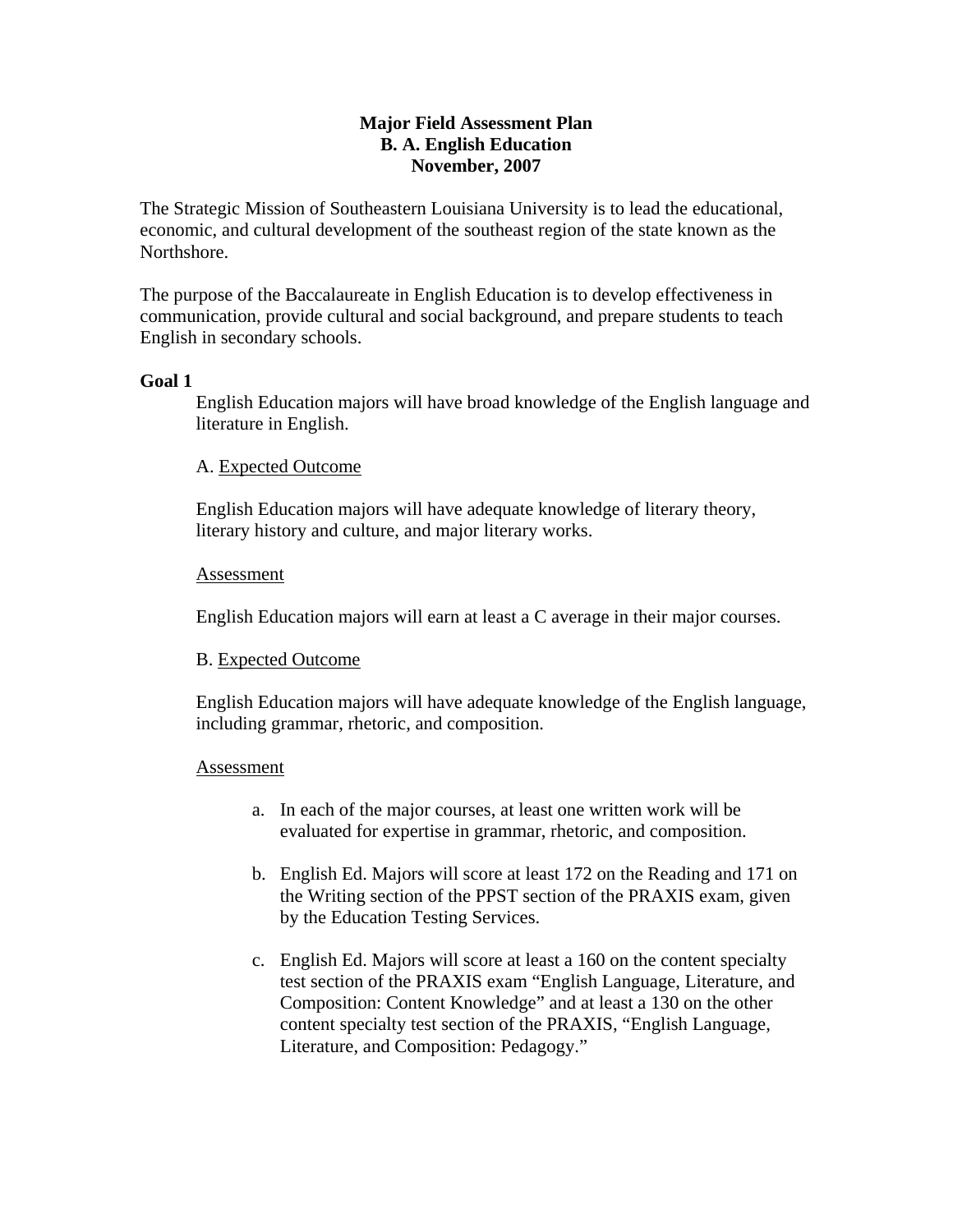# Major Field Assessment Plan
# B. A. English Education
# November, 2007

The Strategic Mission of Southeastern Louisiana University is to lead the educational, economic, and cultural development of the southeast region of the state known as the Northshore.

The purpose of the Baccalaureate in English Education is to develop effectiveness in communication, provide cultural and social background, and prepare students to teach English in secondary schools.

**Goal 1**

English Education majors will have broad knowledge of the English language and literature in English.

A. <u>Expected Outcome</u>

English Education majors will have adequate knowledge of literary theory, literary history and culture, and major literary works.

<u>Assessment</u>

English Education majors will earn at least a C average in their major courses.

B. <u>Expected Outcome</u>

English Education majors will have adequate knowledge of the English language, including grammar, rhetoric, and composition.

<u>Assessment</u>

a. In each of the major courses, at least one written work will be evaluated for expertise in grammar, rhetoric, and composition.

b. English Ed. Majors will score at least 172 on the Reading and 171 on the Writing section of the PPST section of the PRAXIS exam, given by the Education Testing Services.

c. English Ed. Majors will score at least a 160 on the content specialty test section of the PRAXIS exam "English Language, Literature, and Composition: Content Knowledge" and at least a 130 on the other content specialty test section of the PRAXIS, "English Language, Literature, and Composition: Pedagogy."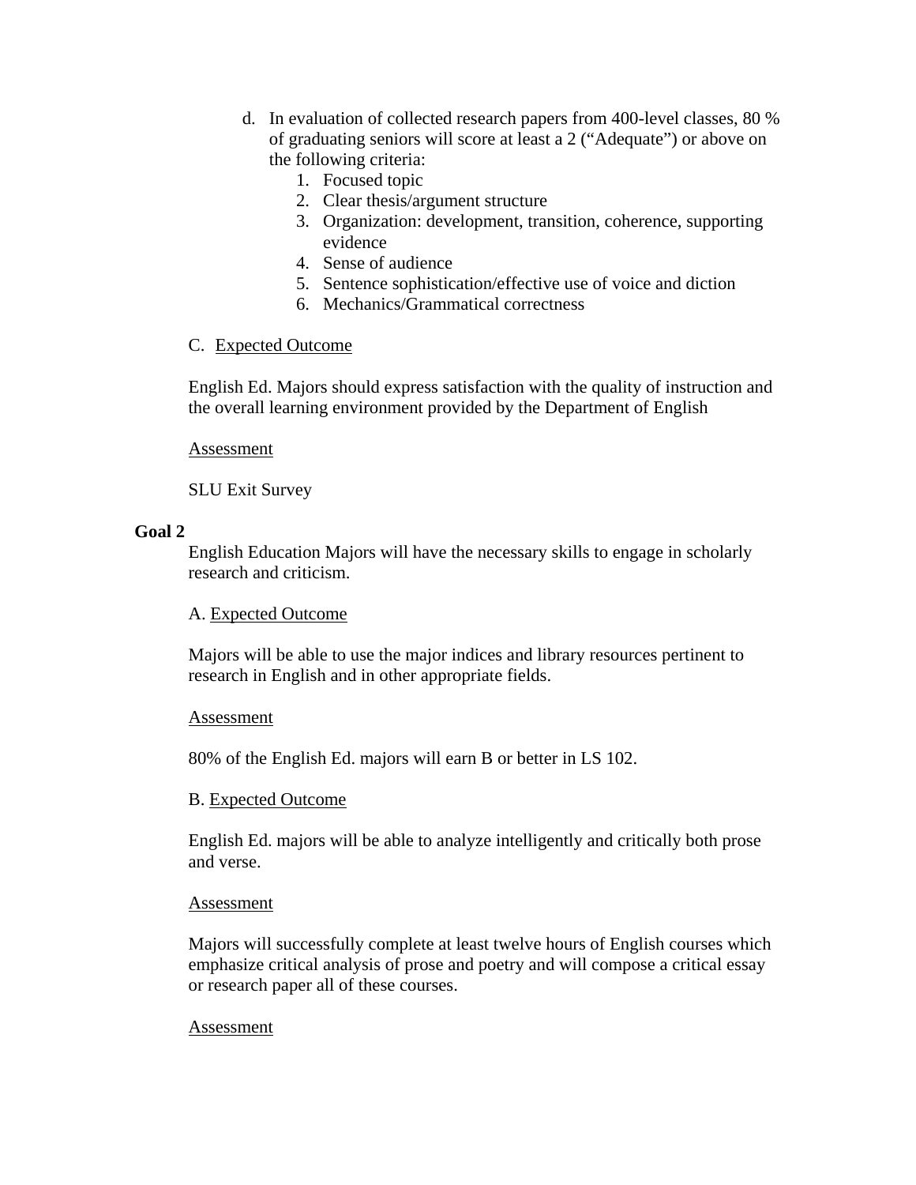d. In evaluation of collected research papers from 400-level classes, 80 % of graduating seniors will score at least a 2 (“Adequate”) or above on the following criteria:
    1. Focused topic
    2. Clear thesis/argument structure
    3. Organization: development, transition, coherence, supporting evidence
    4. Sense of audience
    5. Sentence sophistication/effective use of voice and diction
    6. Mechanics/Grammatical correctness

C. <u>Expected Outcome</u>

English Ed. Majors should express satisfaction with the quality of instruction and the overall learning environment provided by the Department of English

<u>Assessment</u>

SLU Exit Survey

**Goal 2**

English Education Majors will have the necessary skills to engage in scholarly research and criticism.

A. <u>Expected Outcome</u>

Majors will be able to use the major indices and library resources pertinent to research in English and in other appropriate fields.

<u>Assessment</u>

80% of the English Ed. majors will earn B or better in LS 102.

B. <u>Expected Outcome</u>

English Ed. majors will be able to analyze intelligently and critically both prose and verse.

<u>Assessment</u>

Majors will successfully complete at least twelve hours of English courses which emphasize critical analysis of prose and poetry and will compose a critical essay or research paper all of these courses.

<u>Assessment</u>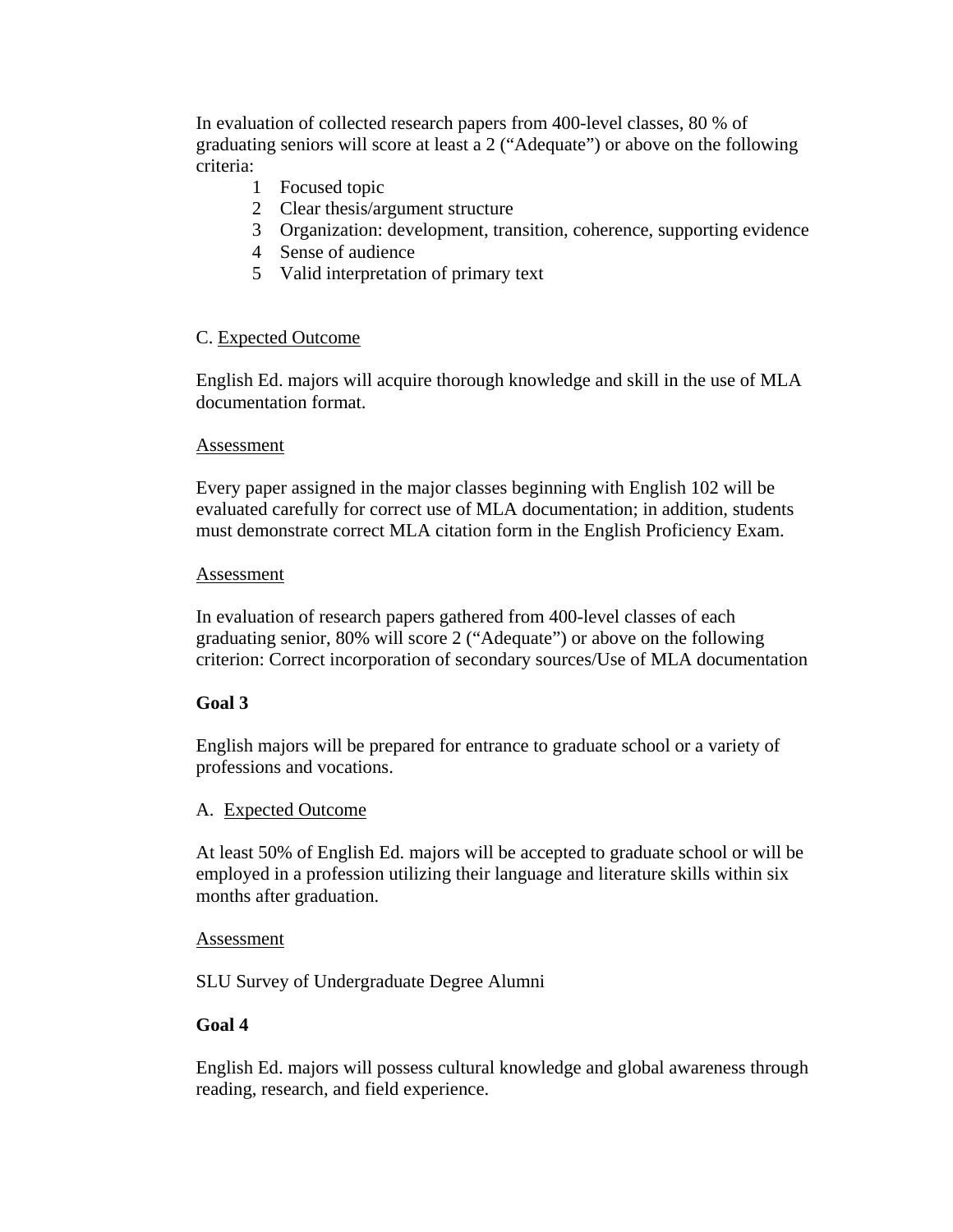In evaluation of collected research papers from 400-level classes, 80 % of graduating seniors will score at least a 2 (“Adequate”) or above on the following criteria:

1. Focused topic
2. Clear thesis/argument structure
3. Organization: development, transition, coherence, supporting evidence
4. Sense of audience
5. Valid interpretation of primary text

C. Expected Outcome

English Ed. majors will acquire thorough knowledge and skill in the use of MLA documentation format.

Assessment

Every paper assigned in the major classes beginning with English 102 will be evaluated carefully for correct use of MLA documentation; in addition, students must demonstrate correct MLA citation form in the English Proficiency Exam.

Assessment

In evaluation of research papers gathered from 400-level classes of each graduating senior, 80% will score 2 (“Adequate”) or above on the following criterion: Correct incorporation of secondary sources/Use of MLA documentation

**Goal 3**

English majors will be prepared for entrance to graduate school or a variety of professions and vocations.

A. Expected Outcome

At least 50% of English Ed. majors will be accepted to graduate school or will be employed in a profession utilizing their language and literature skills within six months after graduation.

Assessment

SLU Survey of Undergraduate Degree Alumni

**Goal 4**

English Ed. majors will possess cultural knowledge and global awareness through reading, research, and field experience.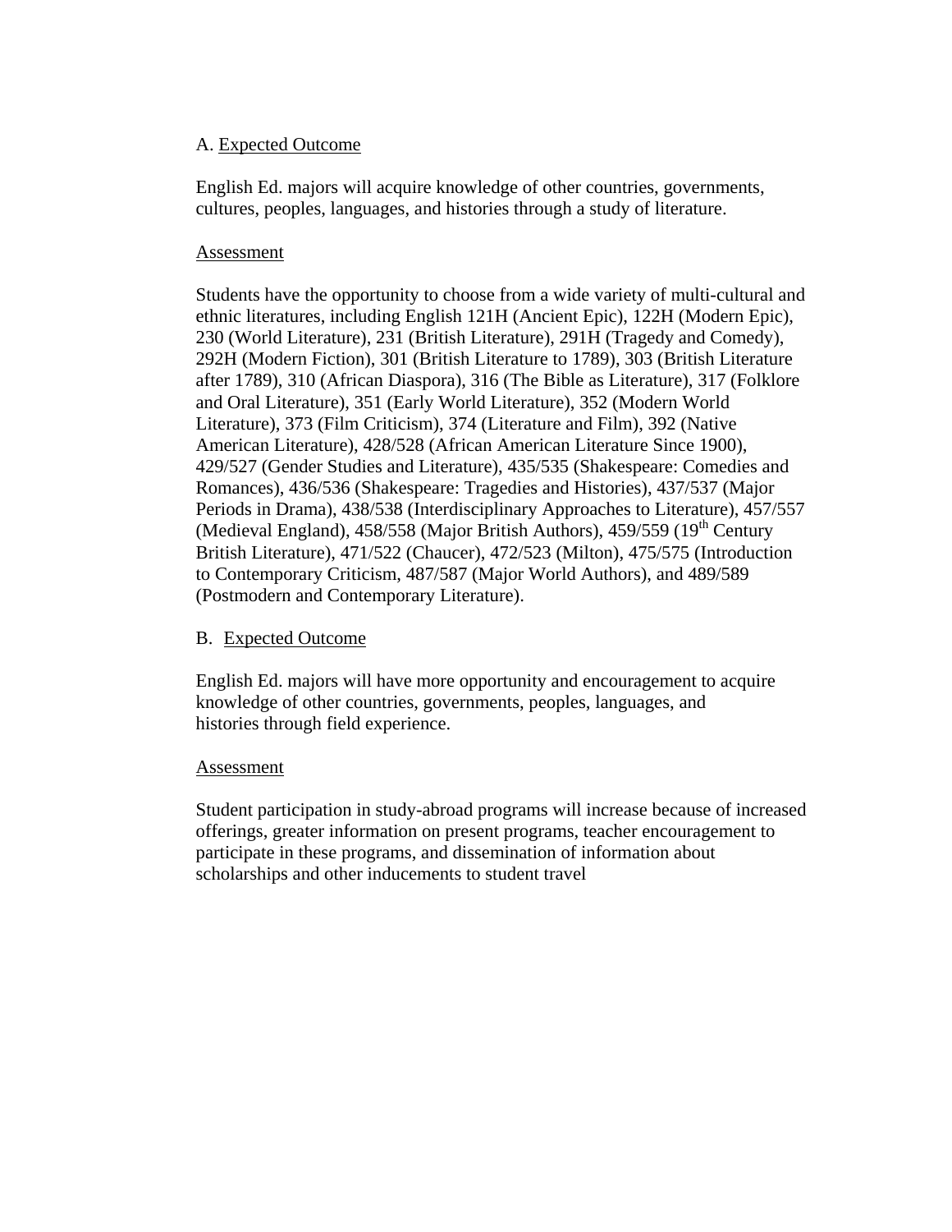A. <u>Expected Outcome</u>

English Ed. majors will acquire knowledge of other countries, governments, cultures, peoples, languages, and histories through a study of literature.

<u>Assessment</u>

Students have the opportunity to choose from a wide variety of multi-cultural and ethnic literatures, including English 121H (Ancient Epic), 122H (Modern Epic), 230 (World Literature), 231 (British Literature), 291H (Tragedy and Comedy), 292H (Modern Fiction), 301 (British Literature to 1789), 303 (British Literature after 1789), 310 (African Diaspora), 316 (The Bible as Literature), 317 (Folklore and Oral Literature), 351 (Early World Literature), 352 (Modern World Literature), 373 (Film Criticism), 374 (Literature and Film), 392 (Native American Literature), 428/528 (African American Literature Since 1900), 429/527 (Gender Studies and Literature), 435/535 (Shakespeare: Comedies and Romances), 436/536 (Shakespeare: Tragedies and Histories), 437/537 (Major Periods in Drama), 438/538 (Interdisciplinary Approaches to Literature), 457/557 (Medieval England), 458/558 (Major British Authors), 459/559 (19th Century British Literature), 471/522 (Chaucer), 472/523 (Milton), 475/575 (Introduction to Contemporary Criticism, 487/587 (Major World Authors), and 489/589 (Postmodern and Contemporary Literature).

B. <u>Expected Outcome</u>

English Ed. majors will have more opportunity and encouragement to acquire knowledge of other countries, governments, peoples, languages, and histories through field experience.

<u>Assessment</u>

Student participation in study-abroad programs will increase because of increased offerings, greater information on present programs, teacher encouragement to participate in these programs, and dissemination of information about scholarships and other inducements to student travel